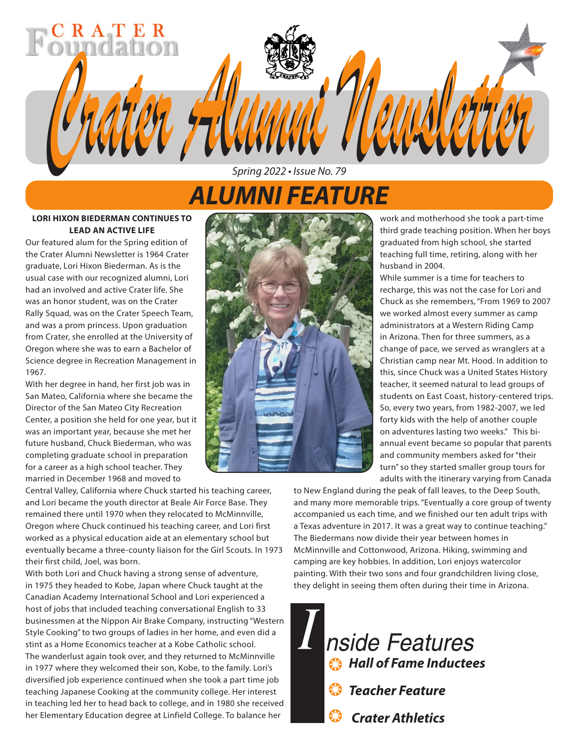# Crater Alumni Newsletter

CRATER Foundation

*Spring 2022 • Issue No. 79*

## ALUMNI FEATURE

**LORI HIXON BIEDERMAN CONTINUES TO LEAD AN ACTIVE LIFE**

Our featured alum for the Spring edition of the Crater Alumni Newsletter is 1964 Crater graduate, Lori Hixon Biederman. As is the usual case with our recognized alumni, Lori had an involved and active Crater life. She was an honor student, was on the Crater Rally Squad, was on the Crater Speech Team, and was a prom princess. Upon graduation from Crater, she enrolled at the University of Oregon where she was to earn a Bachelor of Science degree in Recreation Management in 1967.

With her degree in hand, her first job was in San Mateo, California where she became the Director of the San Mateo City Recreation Center, a position she held for one year, but it was an important year, because she met her future husband, Chuck Biederman, who was completing graduate school in preparation for a career as a high school teacher. They married in December 1968 and moved to Central Valley, California where Chuck started his teaching career, and Lori became the youth director at Beale Air Force Base. They remained there until 1970 when they relocated to McMinnville, Oregon where Chuck continued his teaching career, and Lori first worked as a physical education aide at an elementary school but eventually became a three-county liaison for the Girl Scouts. In 1973 their first child, Joel, was born.

With both Lori and Chuck having a strong sense of adventure, in 1975 they headed to Kobe, Japan where Chuck taught at the Canadian Academy International School and Lori experienced a host of jobs that included teaching conversational English to 33 businessmen at the Nippon Air Brake Company, instructing "Western Style Cooking" to two groups of ladies in her home, and even did a stint as a Home Economics teacher at a Kobe Catholic school.

The wanderlust again took over, and they returned to McMinnville in 1977 where they welcomed their son, Kobe, to the family. Lori's diversified job experience continued when she took a part time job teaching Japanese Cooking at the community college. Her interest in teaching led her to head back to college, and in 1980 she received her Elementary Education degree at Linfield College. To balance her work and motherhood she took a part-time third grade teaching position. When her boys graduated from high school, she started teaching full time, retiring, along with her husband in 2004.

While summer is a time for teachers to recharge, this was not the case for Lori and Chuck as she remembers, "From 1969 to 2007 we worked almost every summer as camp administrators at a Western Riding Camp in Arizona. Then for three summers, as a change of pace, we served as wranglers at a Christian camp near Mt. Hood. In addition to this, since Chuck was a United States History teacher, it seemed natural to lead groups of students on East Coast, history-centered trips. So, every two years, from 1982-2007, we led forty kids with the help of another couple on adventures lasting two weeks." This bi-annual event became so popular that parents and community members asked for "their turn" so they started smaller group tours for adults with the itinerary varying from Canada to New England during the peak of fall leaves, to the Deep South, and many more memorable trips. "Eventually a core group of twenty accompanied us each time, and we finished our ten adult trips with a Texas adventure in 2017. It was a great way to continue teaching."

The Biedermans now divide their year between homes in McMinnville and Cottonwood, Arizona. Hiking, swimming and camping are key hobbies. In addition, Lori enjoys watercolor painting. With their two sons and four grandchildren living close, they delight in seeing them often during their time in Arizona.

## Inside Features

- ***Hall of Fame Inductees***
- ***Teacher Feature***
- ***Crater Athletics***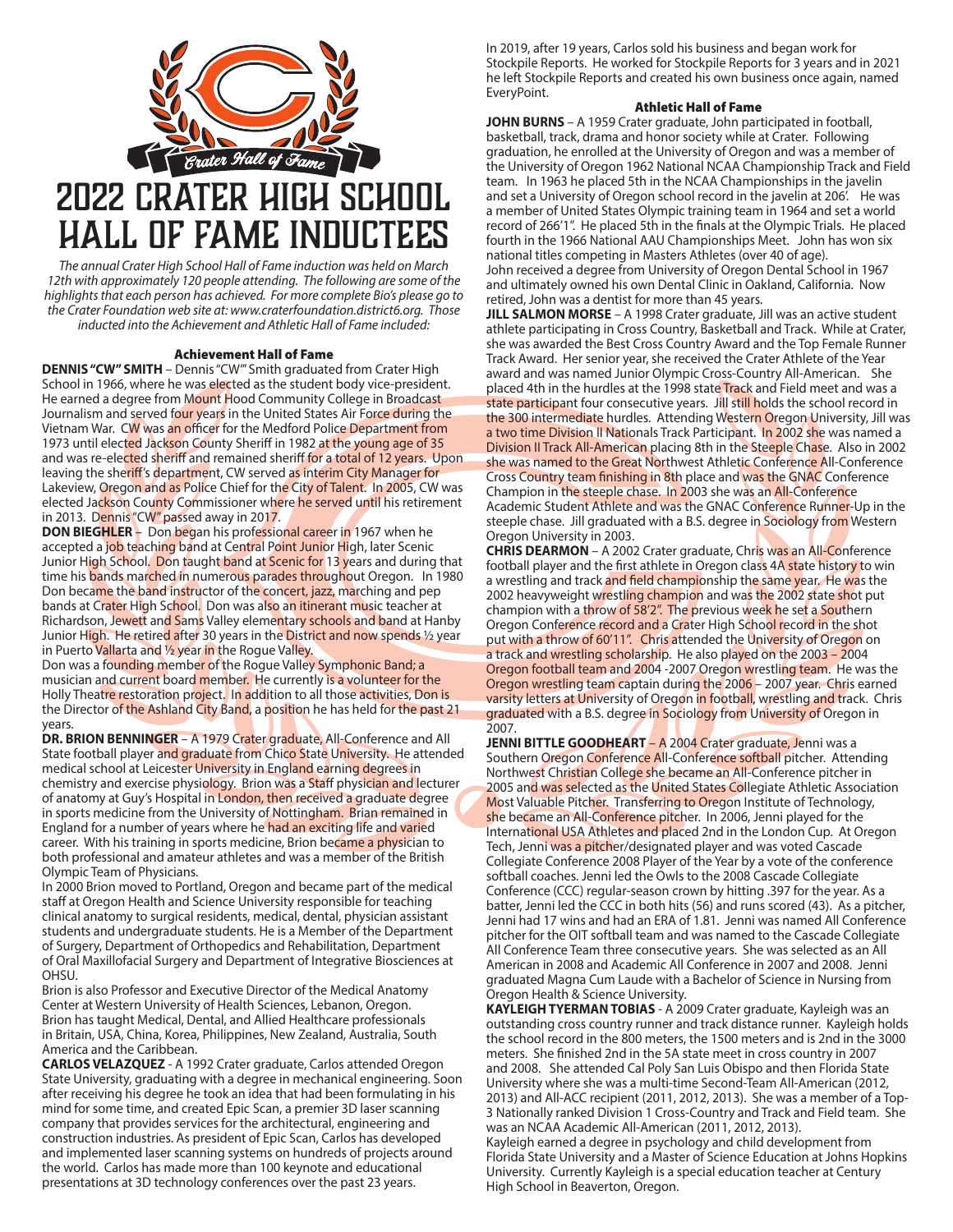# 2022 CRATER HIGH SCHOOL HALL OF FAME INDUCTEES

*The annual Crater High School Hall of Fame induction was held on March 12th with approximately 120 people attending. The following are some of the highlights that each person has achieved. For more complete Bio's please go to the Crater Foundation web site at: www.craterfoundation.district6.org. Those inducted into the Achievement and Athletic Hall of Fame included:*

## Achievement Hall of Fame

**DENNIS "CW" SMITH** – Dennis "CW" Smith graduated from Crater High School in 1966, where he was elected as the student body vice-president. He earned a degree from Mount Hood Community College in Broadcast Journalism and served four years in the United States Air Force during the Vietnam War. CW was an officer for the Medford Police Department from 1973 until elected Jackson County Sheriff in 1982 at the young age of 35 and was re-elected sheriff and remained sheriff for a total of 12 years. Upon leaving the sheriff's department, CW served as interim City Manager for Lakeview, Oregon and as Police Chief for the City of Talent. In 2005, CW was elected Jackson County Commissioner where he served until his retirement in 2013. Dennis "CW" passed away in 2017.

**DON BIEGHLER** – Don began his professional career in 1967 when he accepted a job teaching band at Central Point Junior High, later Scenic Junior High School. Don taught band at Scenic for 13 years and during that time his bands marched in numerous parades throughout Oregon. In 1980 Don became the band instructor of the concert, jazz, marching and pep bands at Crater High School. Don was also an itinerant music teacher at Richardson, Jewett and Sams Valley elementary schools and band at Hanby Junior High. He retired after 30 years in the District and now spends ½ year in Puerto Vallarta and ½ year in the Rogue Valley.

Don was a founding member of the Rogue Valley Symphonic Band; a musician and current board member. He currently is a volunteer for the Holly Theatre restoration project. In addition to all those activities, Don is the Director of the Ashland City Band, a position he has held for the past 21 years.

**DR. BRION BENNINGER** – A 1979 Crater graduate, All-Conference and All State football player and graduate from Chico State University. He attended medical school at Leicester University in England earning degrees in chemistry and exercise physiology. Brion was a Staff physician and lecturer of anatomy at Guy's Hospital in London, then received a graduate degree in sports medicine from the University of Nottingham. Brian remained in England for a number of years where he had an exciting life and varied career. With his training in sports medicine, Brion became a physician to both professional and amateur athletes and was a member of the British Olympic Team of Physicians.

In 2000 Brion moved to Portland, Oregon and became part of the medical staff at Oregon Health and Science University responsible for teaching clinical anatomy to surgical residents, medical, dental, physician assistant students and undergraduate students. He is a Member of the Department of Surgery, Department of Orthopedics and Rehabilitation, Department of Oral Maxillofacial Surgery and Department of Integrative Biosciences at OHSU.

Brion is also Professor and Executive Director of the Medical Anatomy Center at Western University of Health Sciences, Lebanon, Oregon. Brion has taught Medical, Dental, and Allied Healthcare professionals in Britain, USA, China, Korea, Philippines, New Zealand, Australia, South America and the Caribbean.

**CARLOS VELAZQUEZ** - A 1992 Crater graduate, Carlos attended Oregon State University, graduating with a degree in mechanical engineering. Soon after receiving his degree he took an idea that had been formulating in his mind for some time, and created Epic Scan, a premier 3D laser scanning company that provides services for the architectural, engineering and construction industries. As president of Epic Scan, Carlos has developed and implemented laser scanning systems on hundreds of projects around the world. Carlos has made more than 100 keynote and educational presentations at 3D technology conferences over the past 23 years.

In 2019, after 19 years, Carlos sold his business and began work for Stockpile Reports. He worked for Stockpile Reports for 3 years and in 2021 he left Stockpile Reports and created his own business once again, named EveryPoint.

## Athletic Hall of Fame

**JOHN BURNS** – A 1959 Crater graduate, John participated in football, basketball, track, drama and honor society while at Crater. Following graduation, he enrolled at the University of Oregon and was a member of the University of Oregon 1962 National NCAA Championship Track and Field team. In 1963 he placed 5th in the NCAA Championships in the javelin and set a University of Oregon school record in the javelin at 206'. He was a member of United States Olympic training team in 1964 and set a world record of 266'1". He placed 5th in the finals at the Olympic Trials. He placed fourth in the 1966 National AAU Championships Meet. John has won six national titles competing in Masters Athletes (over 40 of age).

John received a degree from University of Oregon Dental School in 1967 and ultimately owned his own Dental Clinic in Oakland, California. Now retired, John was a dentist for more than 45 years.

**JILL SALMON MORSE** – A 1998 Crater graduate, Jill was an active student athlete participating in Cross Country, Basketball and Track. While at Crater, she was awarded the Best Cross Country Award and the Top Female Runner Track Award. Her senior year, she received the Crater Athlete of the Year award and was named Junior Olympic Cross-Country All-American. She placed 4th in the hurdles at the 1998 state Track and Field meet and was a state participant four consecutive years. Jill still holds the school record in the 300 intermediate hurdles. Attending Western Oregon University, Jill was a two time Division II Nationals Track Participant. In 2002 she was named a Division II Track All-American placing 8th in the Steeple Chase. Also in 2002 she was named to the Great Northwest Athletic Conference All-Conference Cross Country team finishing in 8th place and was the GNAC Conference Champion in the steeple chase. In 2003 she was an All-Conference Academic Student Athlete and was the GNAC Conference Runner-Up in the steeple chase. Jill graduated with a B.S. degree in Sociology from Western Oregon University in 2003.

**CHRIS DEARMON** – A 2002 Crater graduate, Chris was an All-Conference football player and the first athlete in Oregon class 4A state history to win a wrestling and track and field championship the same year. He was the 2002 heavyweight wrestling champion and was the 2002 state shot put champion with a throw of 58'2". The previous week he set a Southern Oregon Conference record and a Crater High School record in the shot put with a throw of 60'11". Chris attended the University of Oregon on a track and wrestling scholarship. He also played on the 2003 – 2004 Oregon football team and 2004 -2007 Oregon wrestling team. He was the Oregon wrestling team captain during the 2006 – 2007 year. Chris earned varsity letters at University of Oregon in football, wrestling and track. Chris graduated with a B.S. degree in Sociology from University of Oregon in 2007.

**JENNI BITTLE GOODHEART** – A 2004 Crater graduate, Jenni was a Southern Oregon Conference All-Conference softball pitcher. Attending Northwest Christian College she became an All-Conference pitcher in 2005 and was selected as the United States Collegiate Athletic Association Most Valuable Pitcher. Transferring to Oregon Institute of Technology, she became an All-Conference pitcher. In 2006, Jenni played for the International USA Athletes and placed 2nd in the London Cup. At Oregon Tech, Jenni was a pitcher/designated player and was voted Cascade Collegiate Conference 2008 Player of the Year by a vote of the conference softball coaches. Jenni led the Owls to the 2008 Cascade Collegiate Conference (CCC) regular-season crown by hitting .397 for the year. As a batter, Jenni led the CCC in both hits (56) and runs scored (43). As a pitcher, Jenni had 17 wins and had an ERA of 1.81. Jenni was named All Conference pitcher for the OIT softball team and was named to the Cascade Collegiate All Conference Team three consecutive years. She was selected as an All American in 2008 and Academic All Conference in 2007 and 2008. Jenni graduated Magna Cum Laude with a Bachelor of Science in Nursing from Oregon Health & Science University.

**KAYLEIGH TYERMAN TOBIAS** - A 2009 Crater graduate, Kayleigh was an outstanding cross country runner and track distance runner. Kayleigh holds the school record in the 800 meters, the 1500 meters and is 2nd in the 3000 meters. She finished 2nd in the 5A state meet in cross country in 2007 and 2008. She attended Cal Poly San Luis Obispo and then Florida State University where she was a multi-time Second-Team All-American (2012, 2013) and All-ACC recipient (2011, 2012, 2013). She was a member of a Top-3 Nationally ranked Division 1 Cross-Country and Track and Field team. She was an NCAA Academic All-American (2011, 2012, 2013).

Kayleigh earned a degree in psychology and child development from Florida State University and a Master of Science Education at Johns Hopkins University. Currently Kayleigh is a special education teacher at Century High School in Beaverton, Oregon.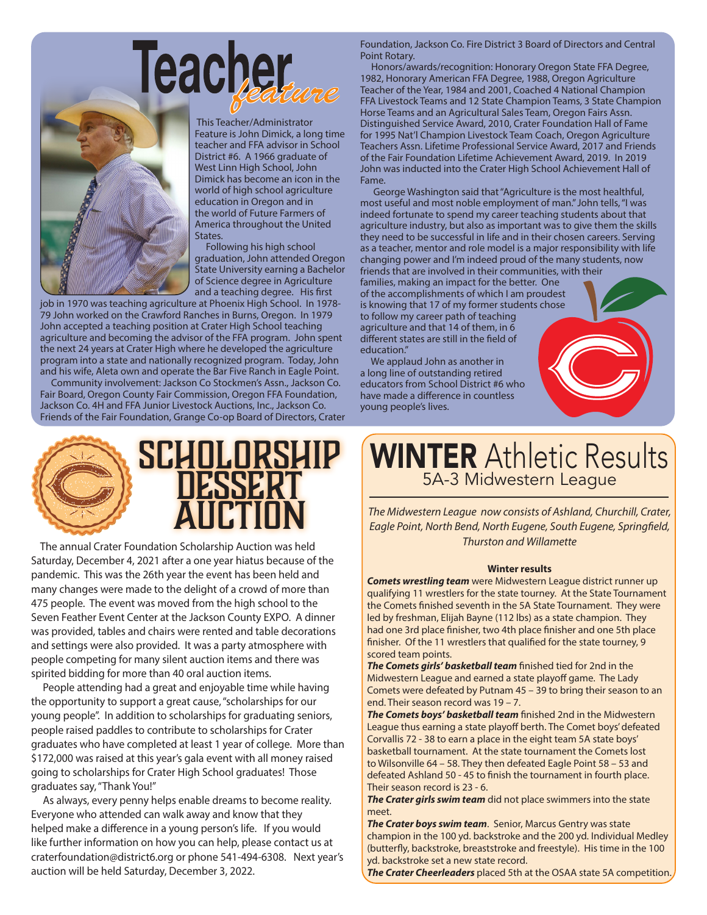# Teacher *feature*

This Teacher/Administrator Feature is John Dimick, a long time teacher and FFA advisor in School District #6. A 1966 graduate of West Linn High School, John Dimick has become an icon in the world of high school agriculture education in Oregon and in the world of Future Farmers of America throughout the United States.

Following his high school graduation, John attended Oregon State University earning a Bachelor of Science degree in Agriculture and a teaching degree. His first job in 1970 was teaching agriculture at Phoenix High School. In 1978-79 John worked on the Crawford Ranches in Burns, Oregon. In 1979 John accepted a teaching position at Crater High School teaching agriculture and becoming the advisor of the FFA program. John spent the next 24 years at Crater High where he developed the agriculture program into a state and nationally recognized program. Today, John and his wife, Aleta own and operate the Bar Five Ranch in Eagle Point.

Community involvement: Jackson Co Stockmen's Assn., Jackson Co. Fair Board, Oregon County Fair Commission, Oregon FFA Foundation, Jackson Co. 4H and FFA Junior Livestock Auctions, Inc., Jackson Co. Friends of the Fair Foundation, Grange Co-op Board of Directors, Crater Foundation, Jackson Co. Fire District 3 Board of Directors and Central Point Rotary.

Honors/awards/recognition: Honorary Oregon State FFA Degree, 1982, Honorary American FFA Degree, 1988, Oregon Agriculture Teacher of the Year, 1984 and 2001, Coached 4 National Champion FFA Livestock Teams and 12 State Champion Teams, 3 State Champion Horse Teams and an Agricultural Sales Team, Oregon Fairs Assn. Distinguished Service Award, 2010, Crater Foundation Hall of Fame for 1995 Nat'l Champion Livestock Team Coach, Oregon Agriculture Teachers Assn. Lifetime Professional Service Award, 2017 and Friends of the Fair Foundation Lifetime Achievement Award, 2019. In 2019 John was inducted into the Crater High School Achievement Hall of Fame.

George Washington said that "Agriculture is the most healthful, most useful and most noble employment of man." John tells, "I was indeed fortunate to spend my career teaching students about that agriculture industry, but also as important was to give them the skills they need to be successful in life and in their chosen careers. Serving as a teacher, mentor and role model is a major responsibility with life changing power and I'm indeed proud of the many students, now friends that are involved in their communities, with their families, making an impact for the better. One of the accomplishments of which I am proudest is knowing that 17 of my former students chose to follow my career path of teaching agriculture and that 14 of them, in 6 different states are still in the field of education."

We applaud John as another in a long line of outstanding retired educators from School District #6 who have made a difference in countless young people's lives.

# SCHOLORSHIP DESSERT AUCTION

The annual Crater Foundation Scholarship Auction was held Saturday, December 4, 2021 after a one year hiatus because of the pandemic. This was the 26th year the event has been held and many changes were made to the delight of a crowd of more than 475 people. The event was moved from the high school to the Seven Feather Event Center at the Jackson County EXPO. A dinner was provided, tables and chairs were rented and table decorations and settings were also provided. It was a party atmosphere with people competing for many silent auction items and there was spirited bidding for more than 40 oral auction items.

People attending had a great and enjoyable time while having the opportunity to support a great cause, "scholarships for our young people". In addition to scholarships for graduating seniors, people raised paddles to contribute to scholarships for Crater graduates who have completed at least 1 year of college. More than $172,000 was raised at this year's gala event with all money raised going to scholarships for Crater High School graduates! Those graduates say, "Thank You!"

As always, every penny helps enable dreams to become reality. Everyone who attended can walk away and know that they helped make a difference in a young person's life. If you would like further information on how you can help, please contact us at craterfoundation@district6.org or phone 541-494-6308. Next year's auction will be held Saturday, December 3, 2022.

# WINTER Athletic Results
## 5A-3 Midwestern League

*The Midwestern League now consists of Ashland, Churchill, Crater, Eagle Point, North Bend, North Eugene, South Eugene, Springfield, Thurston and Willamette*

**Winter results**

***Comets wrestling team*** were Midwestern League district runner up qualifying 11 wrestlers for the state tourney. At the State Tournament the Comets finished seventh in the 5A State Tournament. They were led by freshman, Elijah Bayne (112 lbs) as a state champion. They had one 3rd place finisher, two 4th place finisher and one 5th place finisher. Of the 11 wrestlers that qualified for the state tourney, 9 scored team points.

***The Comets girls' basketball team*** finished tied for 2nd in the Midwestern League and earned a state playoff game. The Lady Comets were defeated by Putnam 45 – 39 to bring their season to an end. Their season record was 19 – 7.

***The Comets boys' basketball team*** finished 2nd in the Midwestern League thus earning a state playoff berth. The Comet boys' defeated Corvallis 72 - 38 to earn a place in the eight team 5A state boys' basketball tournament. At the state tournament the Comets lost to Wilsonville 64 – 58. They then defeated Eagle Point 58 – 53 and defeated Ashland 50 - 45 to finish the tournament in fourth place. Their season record is 23 - 6.

***The Crater girls swim team*** did not place swimmers into the state meet.

***The Crater boys swim team***. Senior, Marcus Gentry was state champion in the 100 yd. backstroke and the 200 yd. Individual Medley (butterfly, backstroke, breaststroke and freestyle). His time in the 100 yd. backstroke set a new state record.

***The Crater Cheerleaders*** placed 5th at the OSAA state 5A competition.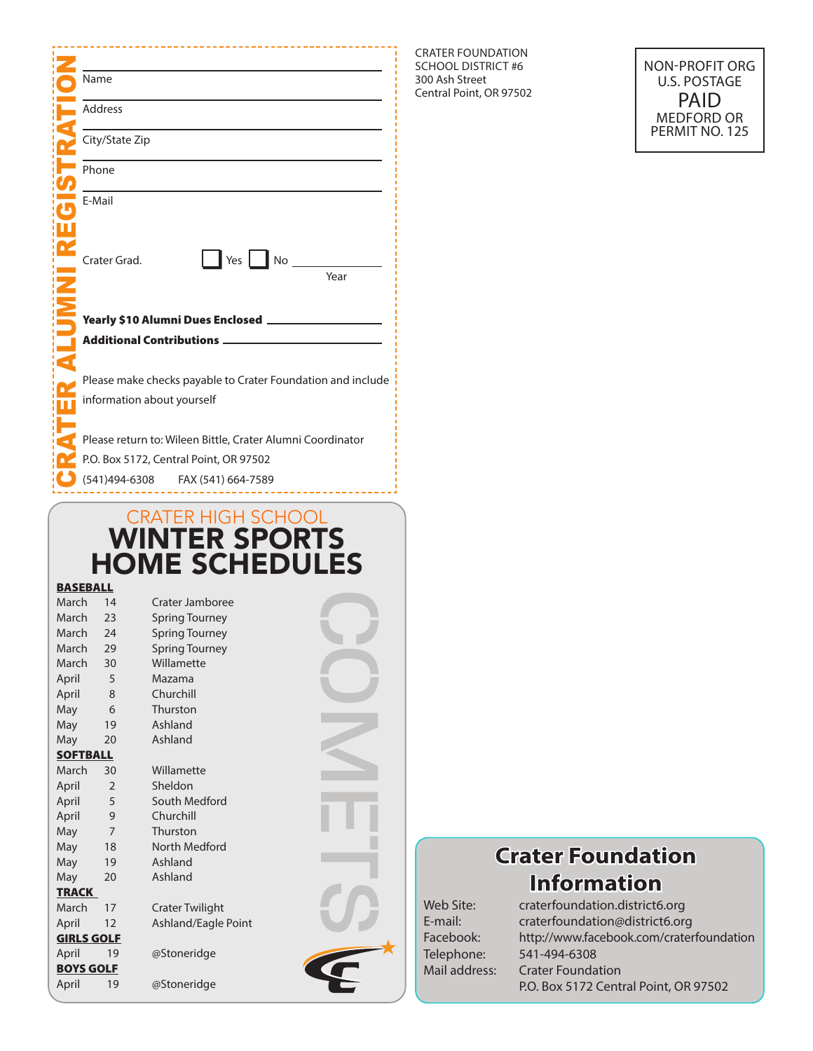# CRATER ALUMNI REGISTRATION

Name ______________________________

Address ______________________________

City/State Zip ______________________________

Phone ______________________________

E-Mail ______________________________

Crater Grad. ☐ Yes ☐ No ____________ Year

**Yearly $10 Alumni Dues Enclosed** ____________

**Additional Contributions** ____________

Please make checks payable to Crater Foundation and include information about yourself

Please return to: Wileen Bittle, Crater Alumni Coordinator
P.O. Box 5172, Central Point, OR 97502
(541)494-6308 FAX (541) 664-7589

CRATER FOUNDATION
SCHOOL DISTRICT #6
300 Ash Street
Central Point, OR 97502

NON-PROFIT ORG
U.S. POSTAGE
PAID
MEDFORD OR
PERMIT NO. 125

## CRATER HIGH SCHOOL WINTER SPORTS HOME SCHEDULES

**BASEBALL**

| | | |
|---|---|---|
| March | 14 | Crater Jamboree |
| March | 23 | Spring Tourney |
| March | 24 | Spring Tourney |
| March | 29 | Spring Tourney |
| March | 30 | Willamette |
| April | 5 | Mazama |
| April | 8 | Churchill |
| May | 6 | Thurston |
| May | 19 | Ashland |
| May | 20 | Ashland |

**SOFTBALL**

| | | |
|---|---|---|
| March | 30 | Willamette |
| April | 2 | Sheldon |
| April | 5 | South Medford |
| April | 9 | Churchill |
| May | 7 | Thurston |
| May | 18 | North Medford |
| May | 19 | Ashland |
| May | 20 | Ashland |

**TRACK**

| | | |
|---|---|---|
| March | 17 | Crater Twilight |
| April | 12 | Ashland/Eagle Point |

**GIRLS GOLF**

| | | |
|---|---|---|
| April | 19 | @Stoneridge |

**BOYS GOLF**

| | | |
|---|---|---|
| April | 19 | @Stoneridge |

COMETS

## Crater Foundation Information

| | |
|---|---|
| Web Site: | craterfoundation.district6.org |
| E-mail: | craterfoundation@district6.org |
| Facebook: | http://www.facebook.com/craterfoundation |
| Telephone: | 541-494-6308 |
| Mail address: | Crater Foundation<br>P.O. Box 5172 Central Point, OR 97502 |